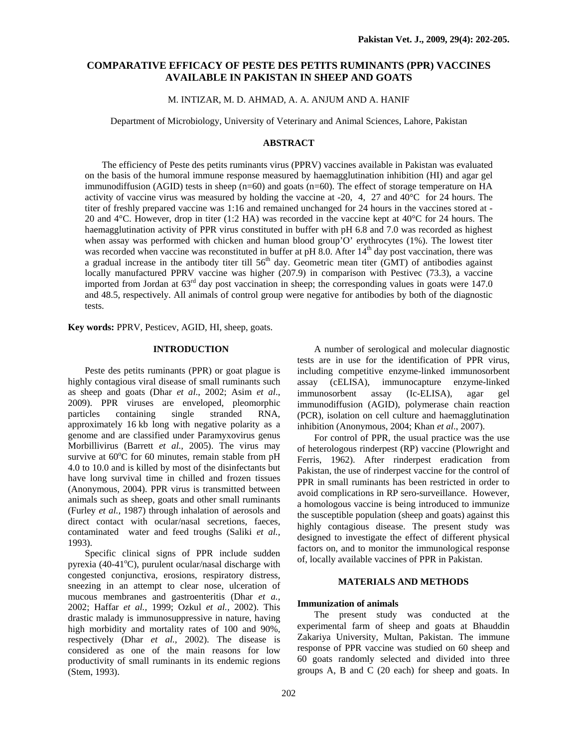# COMPARATIVE EFFICACY OF PESTE DES PETITS RUMINANTS (PPR) VACCINES AVAILABLE IN PAKISTAN IN SHEEP AND GOATS

M. INTIZAR, M. D. AHMAD, A. A. ANJUM AND A. HANIF

Department of Microbiology, University of Veterinary and Animal Sciences, Lahore, Pakistan

## ABSTRACT

The efficiency of Peste des petits ruminants virus (PPRV) vaccines available in Pakistan was evaluated on the basis of the humoral immune response measured by haemagglutination inhibition (HI) and agar gel immunodiffusion (AGID) tests in sheep (n=60) and goats (n=60). The effect of storage temperature on HA activity of vaccine virus was measured by holding the vaccine at -20, 4, 27 and 40°C for 24 hours. The titer of freshly prepared vaccine was 1:16 and remained unchanged for 24 hours in the vaccines stored at -20 and 4°C. However, drop in titer (1:2 HA) was recorded in the vaccine kept at 40°C for 24 hours. The haemagglutination activity of PPR virus constituted in buffer with pH 6.8 and 7.0 was recorded as highest when assay was performed with chicken and human blood group'O' erythrocytes (1%). The lowest titer was recorded when vaccine was reconstituted in buffer at pH 8.0. After 14$^{th}$ day post vaccination, there was a gradual increase in the antibody titer till 56$^{th}$ day. Geometric mean titer (GMT) of antibodies against locally manufactured PPRV vaccine was higher (207.9) in comparison with Pestivec (73.3), a vaccine imported from Jordan at 63$^{rd}$ day post vaccination in sheep; the corresponding values in goats were 147.0 and 48.5, respectively. All animals of control group were negative for antibodies by both of the diagnostic tests.

**Key words:** PPRV, Pesticev, AGID, HI, sheep, goats.

## INTRODUCTION

Peste des petits ruminants (PPR) or goat plague is highly contagious viral disease of small ruminants such as sheep and goats (Dhar *et al*., 2002; Asim *et al*., 2009). PPR viruses are enveloped, pleomorphic particles containing single stranded RNA, approximately 16 kb long with negative polarity as a genome and are classified under Paramyxovirus genus Morbillivirus (Barrett *et al.,* 2005). The virus may survive at 60$^{o}$C for 60 minutes, remain stable from pH 4.0 to 10.0 and is killed by most of the disinfectants but have long survival time in chilled and frozen tissues (Anonymous, 2004). PPR virus is transmitted between animals such as sheep, goats and other small ruminants (Furley *et al.,* 1987) through inhalation of aerosols and direct contact with ocular/nasal secretions, faeces, contaminated water and feed troughs (Saliki *et al.,* 1993).

Specific clinical signs of PPR include sudden pyrexia (40-41$^{o}$C), purulent ocular/nasal discharge with congested conjunctiva, erosions, respiratory distress, sneezing in an attempt to clear nose, ulceration of mucous membranes and gastroenteritis (Dhar *et a.,* 2002; Haffar *et al.,* 1999; Ozkul *et al.,* 2002). This drastic malady is immunosuppressive in nature, having high morbidity and mortality rates of 100 and 90%, respectively (Dhar *et al.,* 2002). The disease is considered as one of the main reasons for low productivity of small ruminants in its endemic regions (Stem, 1993).

A number of serological and molecular diagnostic tests are in use for the identification of PPR virus, including competitive enzyme-linked immunosorbent assay (cELISA), immunocapture enzyme-linked immunosorbent assay (Ic-ELISA), agar gel immunodiffusion (AGID), polymerase chain reaction (PCR), isolation on cell culture and haemagglutination inhibition (Anonymous, 2004; Khan *et al*., 2007).

For control of PPR, the usual practice was the use of heterologous rinderpest (RP) vaccine (Plowright and Ferris, 1962). After rinderpest eradication from Pakistan, the use of rinderpest vaccine for the control of PPR in small ruminants has been restricted in order to avoid complications in RP sero-surveillance. However, a homologous vaccine is being introduced to immunize the susceptible population (sheep and goats) against this highly contagious disease. The present study was designed to investigate the effect of different physical factors on, and to monitor the immunological response of, locally available vaccines of PPR in Pakistan.

## MATERIALS AND METHODS

### Immunization of animals

The present study was conducted at the experimental farm of sheep and goats at Bhauddin Zakariya University, Multan, Pakistan. The immune response of PPR vaccine was studied on 60 sheep and 60 goats randomly selected and divided into three groups A, B and C (20 each) for sheep and goats. In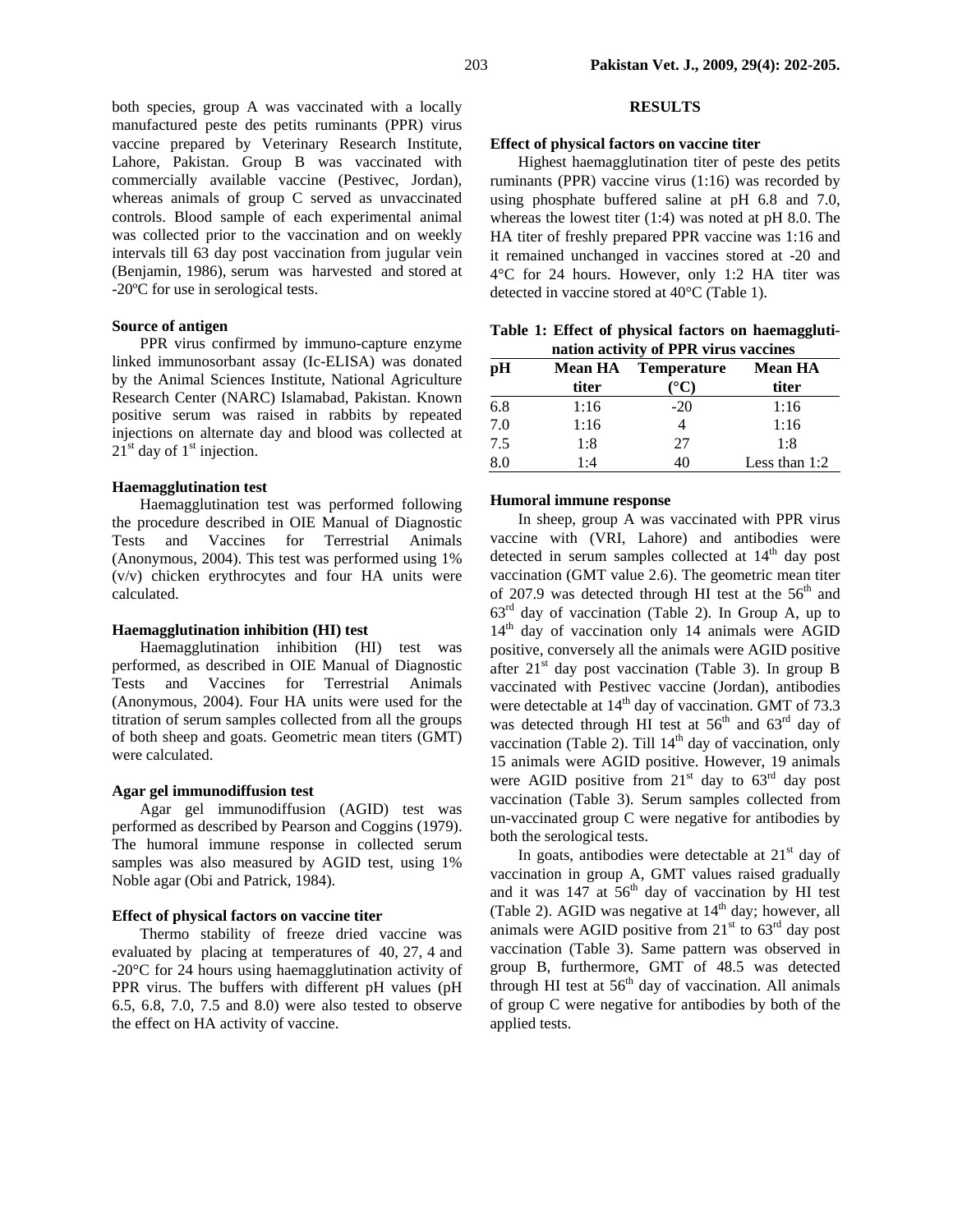both species, group A was vaccinated with a locally manufactured peste des petits ruminants (PPR) virus vaccine prepared by Veterinary Research Institute, Lahore, Pakistan. Group B was vaccinated with commercially available vaccine (Pestivec, Jordan), whereas animals of group C served as unvaccinated controls. Blood sample of each experimental animal was collected prior to the vaccination and on weekly intervals till 63 day post vaccination from jugular vein (Benjamin, 1986), serum was harvested and stored at -20ºC for use in serological tests.

### Source of antigen

PPR virus confirmed by immuno-capture enzyme linked immunosorbant assay (Ic-ELISA) was donated by the Animal Sciences Institute, National Agriculture Research Center (NARC) Islamabad, Pakistan. Known positive serum was raised in rabbits by repeated injections on alternate day and blood was collected at 21st day of 1st injection.

### Haemagglutination test

Haemagglutination test was performed following the procedure described in OIE Manual of Diagnostic Tests and Vaccines for Terrestrial Animals (Anonymous, 2004). This test was performed using 1% (v/v) chicken erythrocytes and four HA units were calculated.

### Haemagglutination inhibition (HI) test

Haemagglutination inhibition (HI) test was performed, as described in OIE Manual of Diagnostic Tests and Vaccines for Terrestrial Animals (Anonymous, 2004). Four HA units were used for the titration of serum samples collected from all the groups of both sheep and goats. Geometric mean titers (GMT) were calculated.

### Agar gel immunodiffusion test

Agar gel immunodiffusion (AGID) test was performed as described by Pearson and Coggins (1979). The humoral immune response in collected serum samples was also measured by AGID test, using 1% Noble agar (Obi and Patrick, 1984).

### Effect of physical factors on vaccine titer

Thermo stability of freeze dried vaccine was evaluated by placing at temperatures of 40, 27, 4 and -20°C for 24 hours using haemagglutination activity of PPR virus. The buffers with different pH values (pH 6.5, 6.8, 7.0, 7.5 and 8.0) were also tested to observe the effect on HA activity of vaccine.

## RESULTS

### Effect of physical factors on vaccine titer

Highest haemagglutination titer of peste des petits ruminants (PPR) vaccine virus (1:16) was recorded by using phosphate buffered saline at pH 6.8 and 7.0, whereas the lowest titer (1:4) was noted at pH 8.0. The HA titer of freshly prepared PPR vaccine was 1:16 and it remained unchanged in vaccines stored at -20 and 4°C for 24 hours. However, only 1:2 HA titer was detected in vaccine stored at 40°C (Table 1).

**Table 1: Effect of physical factors on haemagglutination activity of PPR virus vaccines**

| pH | Mean HA titer | Temperature (°C) | Mean HA titer |
|---|---|---|---|
| 6.8 | 1:16 | -20 | 1:16 |
| 7.0 | 1:16 | 4 | 1:16 |
| 7.5 | 1:8 | 27 | 1:8 |
| 8.0 | 1:4 | 40 | Less than 1:2 |

### Humoral immune response

In sheep, group A was vaccinated with PPR virus vaccine with (VRI, Lahore) and antibodies were detected in serum samples collected at 14th day post vaccination (GMT value 2.6). The geometric mean titer of 207.9 was detected through HI test at the 56th and 63rd day of vaccination (Table 2). In Group A, up to 14th day of vaccination only 14 animals were AGID positive, conversely all the animals were AGID positive after 21st day post vaccination (Table 3). In group B vaccinated with Pestivec vaccine (Jordan), antibodies were detectable at 14th day of vaccination. GMT of 73.3 was detected through HI test at 56th and 63rd day of vaccination (Table 2). Till 14th day of vaccination, only 15 animals were AGID positive. However, 19 animals were AGID positive from 21st day to 63rd day post vaccination (Table 3). Serum samples collected from un-vaccinated group C were negative for antibodies by both the serological tests.

In goats, antibodies were detectable at 21st day of vaccination in group A, GMT values raised gradually and it was 147 at 56th day of vaccination by HI test (Table 2). AGID was negative at 14th day; however, all animals were AGID positive from 21st to 63rd day post vaccination (Table 3). Same pattern was observed in group B, furthermore, GMT of 48.5 was detected through HI test at 56th day of vaccination. All animals of group C were negative for antibodies by both of the applied tests.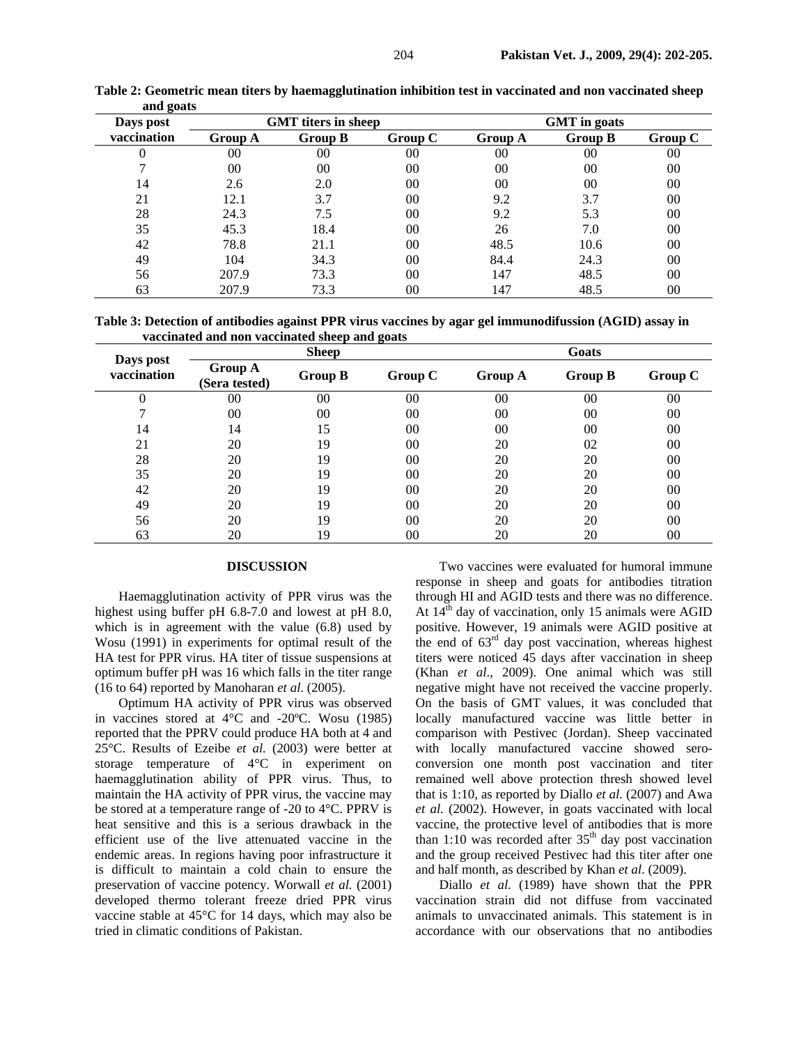**Table 2: Geometric mean titers by haemagglutination inhibition test in vaccinated and non vaccinated sheep and goats**

| Days post vaccination | GMT titers in sheep | | | GMT in goats | | |
|---|---|---|---|---|---|---|
| | Group A | Group B | Group C | Group A | Group B | Group C |
| 0 | 00 | 00 | 00 | 00 | 00 | 00 |
| 7 | 00 | 00 | 00 | 00 | 00 | 00 |
| 14 | 2.6 | 2.0 | 00 | 00 | 00 | 00 |
| 21 | 12.1 | 3.7 | 00 | 9.2 | 3.7 | 00 |
| 28 | 24.3 | 7.5 | 00 | 9.2 | 5.3 | 00 |
| 35 | 45.3 | 18.4 | 00 | 26 | 7.0 | 00 |
| 42 | 78.8 | 21.1 | 00 | 48.5 | 10.6 | 00 |
| 49 | 104 | 34.3 | 00 | 84.4 | 24.3 | 00 |
| 56 | 207.9 | 73.3 | 00 | 147 | 48.5 | 00 |
| 63 | 207.9 | 73.3 | 00 | 147 | 48.5 | 00 |

**Table 3: Detection of antibodies against PPR virus vaccines by agar gel immunodifussion (AGID) assay in vaccinated and non vaccinated sheep and goats**

| Days post vaccination | Sheep | | | Goats | | |
|---|---|---|---|---|---|---|
| | Group A (Sera tested) | Group B | Group C | Group A | Group B | Group C |
| 0 | 00 | 00 | 00 | 00 | 00 | 00 |
| 7 | 00 | 00 | 00 | 00 | 00 | 00 |
| 14 | 14 | 15 | 00 | 00 | 00 | 00 |
| 21 | 20 | 19 | 00 | 20 | 02 | 00 |
| 28 | 20 | 19 | 00 | 20 | 20 | 00 |
| 35 | 20 | 19 | 00 | 20 | 20 | 00 |
| 42 | 20 | 19 | 00 | 20 | 20 | 00 |
| 49 | 20 | 19 | 00 | 20 | 20 | 00 |
| 56 | 20 | 19 | 00 | 20 | 20 | 00 |
| 63 | 20 | 19 | 00 | 20 | 20 | 00 |

## DISCUSSION

Haemagglutination activity of PPR virus was the highest using buffer pH 6.8-7.0 and lowest at pH 8.0, which is in agreement with the value (6.8) used by Wosu (1991) in experiments for optimal result of the HA test for PPR virus. HA titer of tissue suspensions at optimum buffer pH was 16 which falls in the titer range (16 to 64) reported by Manoharan *et al.* (2005).

Optimum HA activity of PPR virus was observed in vaccines stored at 4°C and -20ºC. Wosu (1985) reported that the PPRV could produce HA both at 4 and 25°C. Results of Ezeibe *et al.* (2003) were better at storage temperature of 4°C in experiment on haemagglutination ability of PPR virus. Thus, to maintain the HA activity of PPR virus, the vaccine may be stored at a temperature range of -20 to 4°C. PPRV is heat sensitive and this is a serious drawback in the efficient use of the live attenuated vaccine in the endemic areas. In regions having poor infrastructure it is difficult to maintain a cold chain to ensure the preservation of vaccine potency. Worwall *et al.* (2001) developed thermo tolerant freeze dried PPR virus vaccine stable at 45°C for 14 days, which may also be tried in climatic conditions of Pakistan.

Two vaccines were evaluated for humoral immune response in sheep and goats for antibodies titration through HI and AGID tests and there was no difference. At 14th day of vaccination, only 15 animals were AGID positive. However, 19 animals were AGID positive at the end of 63rd day post vaccination, whereas highest titers were noticed 45 days after vaccination in sheep (Khan *et al*., 2009). One animal which was still negative might have not received the vaccine properly. On the basis of GMT values, it was concluded that locally manufactured vaccine was little better in comparison with Pestivec (Jordan). Sheep vaccinated with locally manufactured vaccine showed sero-conversion one month post vaccination and titer remained well above protection thresh showed level that is 1:10, as reported by Diallo *et al.* (2007) and Awa *et al.* (2002). However, in goats vaccinated with local vaccine, the protective level of antibodies that is more than 1:10 was recorded after 35th day post vaccination and the group received Pestivec had this titer after one and half month, as described by Khan *et al*. (2009).

Diallo *et al.* (1989) have shown that the PPR vaccination strain did not diffuse from vaccinated animals to unvaccinated animals. This statement is in accordance with our observations that no antibodies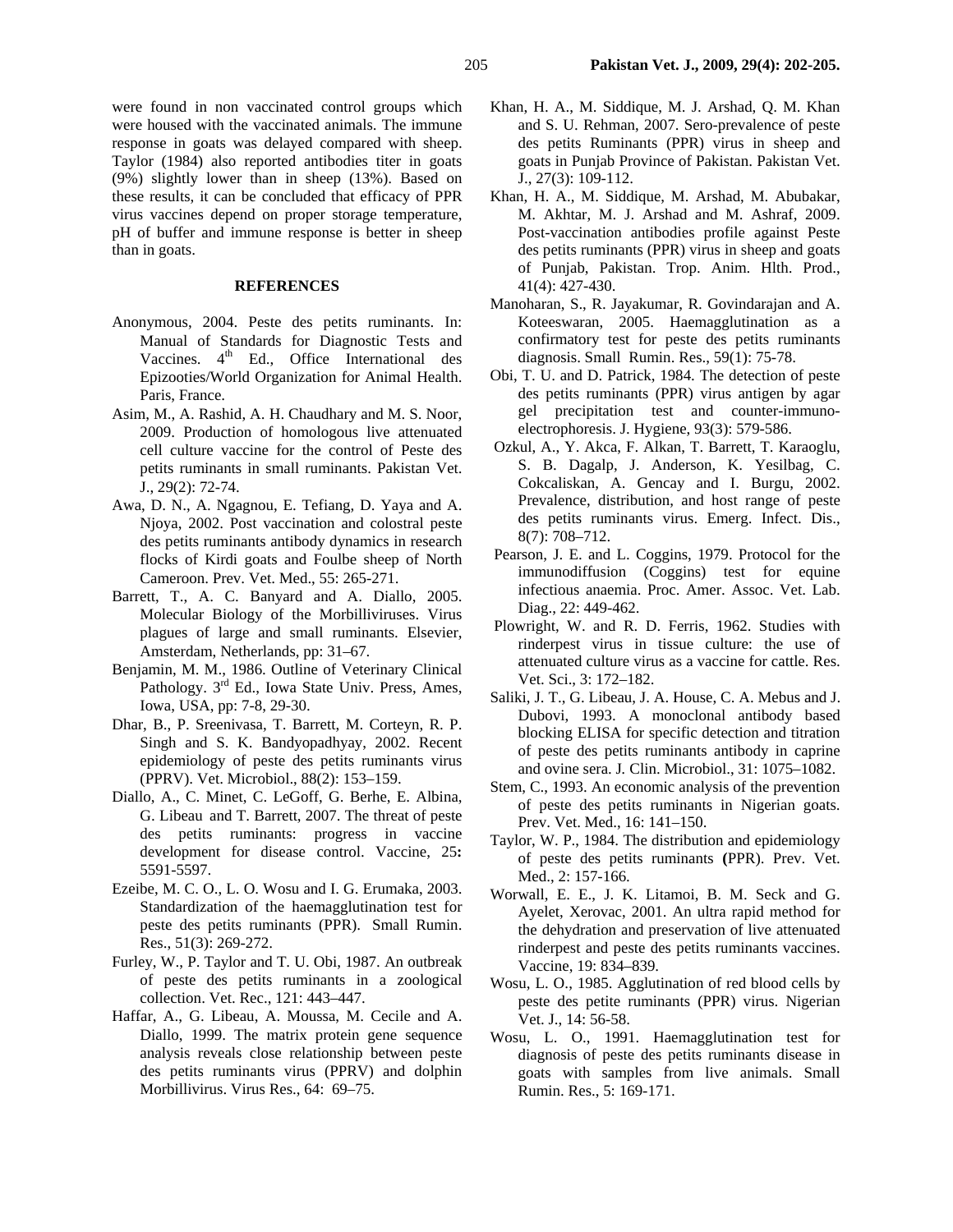were found in non vaccinated control groups which were housed with the vaccinated animals. The immune response in goats was delayed compared with sheep. Taylor (1984) also reported antibodies titer in goats (9%) slightly lower than in sheep (13%). Based on these results, it can be concluded that efficacy of PPR virus vaccines depend on proper storage temperature, pH of buffer and immune response is better in sheep than in goats.

## REFERENCES

Anonymous, 2004. Peste des petits ruminants. In: Manual of Standards for Diagnostic Tests and Vaccines. 4th Ed., Office International des Epizooties/World Organization for Animal Health. Paris, France.

Asim, M., A. Rashid, A. H. Chaudhary and M. S. Noor, 2009. Production of homologous live attenuated cell culture vaccine for the control of Peste des petits ruminants in small ruminants. Pakistan Vet. J., 29(2): 72-74.

Awa, D. N., A. Ngagnou, E. Tefiang, D. Yaya and A. Njoya, 2002. Post vaccination and colostral peste des petits ruminants antibody dynamics in research flocks of Kirdi goats and Foulbe sheep of North Cameroon. Prev. Vet. Med., 55: 265-271.

Barrett, T., A. C. Banyard and A. Diallo, 2005. Molecular Biology of the Morbilliviruses. Virus plagues of large and small ruminants. Elsevier, Amsterdam, Netherlands, pp: 31–67.

Benjamin, M. M., 1986. Outline of Veterinary Clinical Pathology. 3rd Ed., Iowa State Univ. Press, Ames, Iowa, USA, pp: 7-8, 29-30.

Dhar, B., P. Sreenivasa, T. Barrett, M. Corteyn, R. P. Singh and S. K. Bandyopadhyay, 2002. Recent epidemiology of peste des petits ruminants virus (PPRV). Vet. Microbiol., 88(2): 153–159.

Diallo, A., C. Minet, C. LeGoff, G. Berhe, E. Albina, G. Libeau and T. Barrett, 2007. The threat of peste des petits ruminants: progress in vaccine development for disease control. Vaccine, 25**:** 5591-5597.

Ezeibe, M. C. O., L. O. Wosu and I. G. Erumaka, 2003. Standardization of the haemagglutination test for peste des petits ruminants (PPR). Small Rumin. Res., 51(3): 269-272.

Furley, W., P. Taylor and T. U. Obi, 1987. An outbreak of peste des petits ruminants in a zoological collection. Vet. Rec., 121: 443–447.

Haffar, A., G. Libeau, A. Moussa, M. Cecile and A. Diallo, 1999. The matrix protein gene sequence analysis reveals close relationship between peste des petits ruminants virus (PPRV) and dolphin Morbillivirus. Virus Res., 64: 69–75.

Khan, H. A., M. Siddique, M. J. Arshad, Q. M. Khan and S. U. Rehman, 2007. Sero-prevalence of peste des petits Ruminants (PPR) virus in sheep and goats in Punjab Province of Pakistan. Pakistan Vet. J., 27(3): 109-112.

Khan, H. A., M. Siddique, M. Arshad, M. Abubakar, M. Akhtar, M. J. Arshad and M. Ashraf, 2009. Post-vaccination antibodies profile against Peste des petits ruminants (PPR) virus in sheep and goats of Punjab, Pakistan. Trop. Anim. Hlth. Prod., 41(4): 427-430.

Manoharan, S., R. Jayakumar, R. Govindarajan and A. Koteeswaran, 2005. Haemagglutination as a confirmatory test for peste des petits ruminants diagnosis. Small Rumin. Res., 59(1): 75-78.

Obi, T. U. and D. Patrick, 1984. The detection of peste des petits ruminants (PPR) virus antigen by agar gel precipitation test and counter-immuno-electrophoresis. J. Hygiene, 93(3): 579-586.

Ozkul, A., Y. Akca, F. Alkan, T. Barrett, T. Karaoglu, S. B. Dagalp, J. Anderson, K. Yesilbag, C. Cokcaliskan, A. Gencay and I. Burgu, 2002. Prevalence, distribution, and host range of peste des petits ruminants virus. Emerg. Infect. Dis., 8(7): 708–712.

Pearson, J. E. and L. Coggins, 1979. Protocol for the immunodiffusion (Coggins) test for equine infectious anaemia. Proc. Amer. Assoc. Vet. Lab. Diag., 22: 449-462.

Plowright, W. and R. D. Ferris, 1962. Studies with rinderpest virus in tissue culture: the use of attenuated culture virus as a vaccine for cattle. Res. Vet. Sci., 3: 172–182.

Saliki, J. T., G. Libeau, J. A. House, C. A. Mebus and J. Dubovi, 1993. A monoclonal antibody based blocking ELISA for specific detection and titration of peste des petits ruminants antibody in caprine and ovine sera. J. Clin. Microbiol., 31: 1075–1082.

Stem, C., 1993. An economic analysis of the prevention of peste des petits ruminants in Nigerian goats. Prev. Vet. Med., 16: 141–150.

Taylor, W. P., 1984. The distribution and epidemiology of peste des petits ruminants **(**PPR). Prev. Vet. Med., 2: 157-166.

Worwall, E. E., J. K. Litamoi, B. M. Seck and G. Ayelet, Xerovac, 2001. An ultra rapid method for the dehydration and preservation of live attenuated rinderpest and peste des petits ruminants vaccines. Vaccine, 19: 834–839.

Wosu, L. O., 1985. Agglutination of red blood cells by peste des petite ruminants (PPR) virus. Nigerian Vet. J., 14: 56-58.

Wosu, L. O., 1991. Haemagglutination test for diagnosis of peste des petits ruminants disease in goats with samples from live animals. Small Rumin. Res., 5: 169-171.